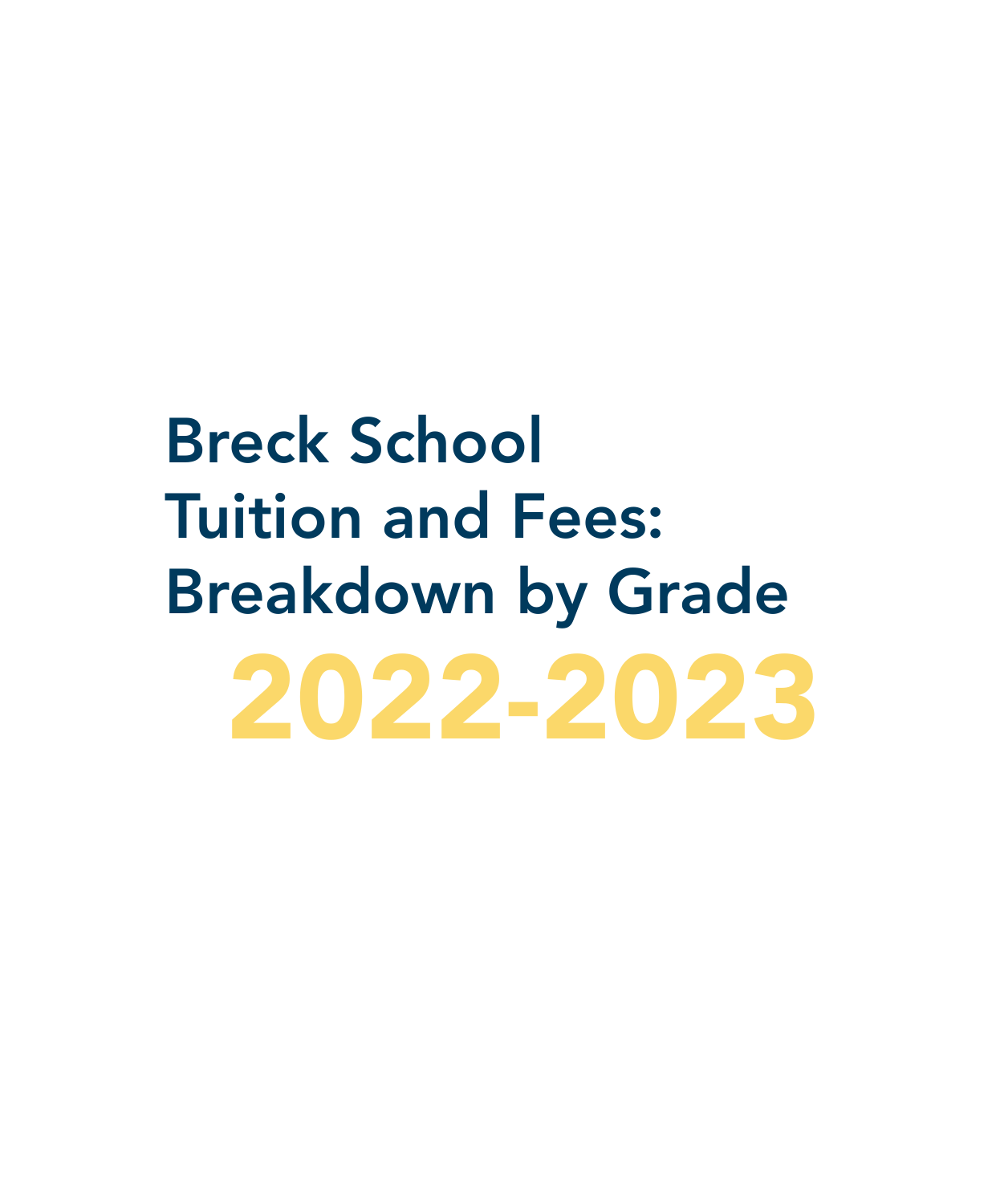# Breck School
# Tuition and Fees: Breakdown by Grade

# 2022-2023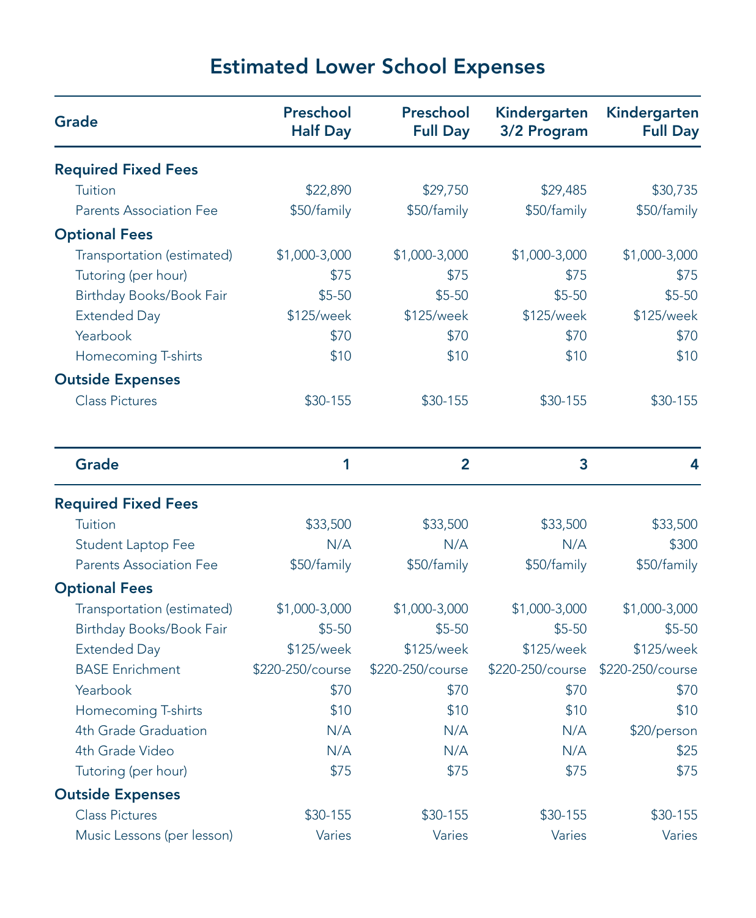# Estimated Lower School Expenses

| Grade | Preschool Half Day | Preschool Full Day | Kindergarten 3/2 Program | Kindergarten Full Day |
|---|---|---|---|---|
| **Required Fixed Fees** | | | | |
| Tuition | $22,890 | $29,750 | $29,485 | $30,735 |
| Parents Association Fee | $50/family | $50/family | $50/family | $50/family |
| **Optional Fees** | | | | |
| Transportation (estimated) | $1,000-3,000 | $1,000-3,000 | $1,000-3,000 | $1,000-3,000 |
| Tutoring (per hour) | $75 | $75 | $75 | $75 |
| Birthday Books/Book Fair | $5-50 | $5-50 | $5-50 | $5-50 |
| Extended Day | $125/week | $125/week | $125/week | $125/week |
| Yearbook | $70 | $70 | $70 | $70 |
| Homecoming T-shirts | $10 | $10 | $10 | $10 |
| **Outside Expenses** | | | | |
| Class Pictures | $30-155 | $30-155 | $30-155 | $30-155 |

| Grade | 1 | 2 | 3 | 4 |
|---|---|---|---|---|
| **Required Fixed Fees** | | | | |
| Tuition | $33,500 | $33,500 | $33,500 | $33,500 |
| Student Laptop Fee | N/A | N/A | N/A | $300 |
| Parents Association Fee | $50/family | $50/family | $50/family | $50/family |
| **Optional Fees** | | | | |
| Transportation (estimated) | $1,000-3,000 | $1,000-3,000 | $1,000-3,000 | $1,000-3,000 |
| Birthday Books/Book Fair | $5-50 | $5-50 | $5-50 | $5-50 |
| Extended Day | $125/week | $125/week | $125/week | $125/week |
| BASE Enrichment | $220-250/course | $220-250/course | $220-250/course | $220-250/course |
| Yearbook | $70 | $70 | $70 | $70 |
| Homecoming T-shirts | $10 | $10 | $10 | $10 |
| 4th Grade Graduation | N/A | N/A | N/A | $20/person |
| 4th Grade Video | N/A | N/A | N/A | $25 |
| Tutoring (per hour) | $75 | $75 | $75 | $75 |
| **Outside Expenses** | | | | |
| Class Pictures | $30-155 | $30-155 | $30-155 | $30-155 |
| Music Lessons (per lesson) | Varies | Varies | Varies | Varies |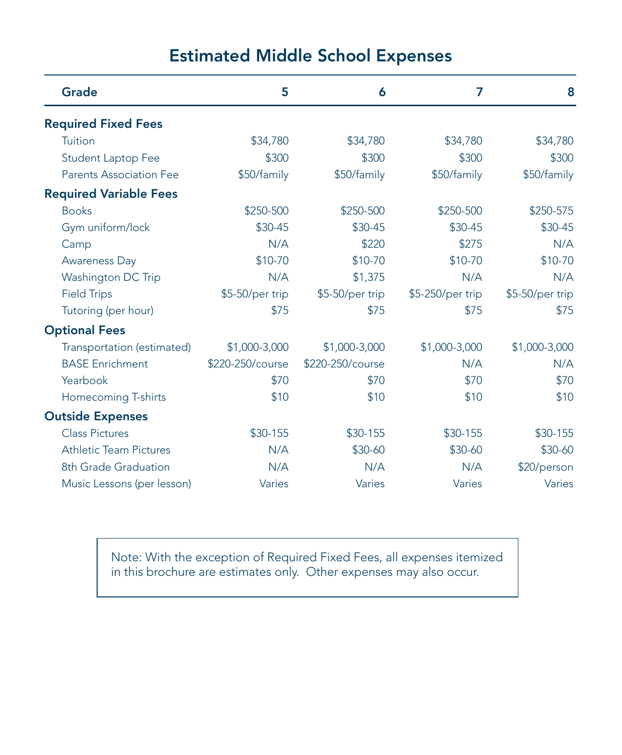# Estimated Middle School Expenses

| Grade | 5 | 6 | 7 | 8 |
|---|---|---|---|---|
| **Required Fixed Fees** | | | | |
| Tuition | $34,780 | $34,780 | $34,780 | $34,780 |
| Student Laptop Fee | $300 | $300 | $300 | $300 |
| Parents Association Fee | $50/family | $50/family | $50/family | $50/family |
| **Required Variable Fees** | | | | |
| Books | $250-500 | $250-500 | $250-500 | $250-575 |
| Gym uniform/lock | $30-45 | $30-45 | $30-45 | $30-45 |
| Camp | N/A | $220 | $275 | N/A |
| Awareness Day | $10-70 | $10-70 | $10-70 | $10-70 |
| Washington DC Trip | N/A | $1,375 | N/A | N/A |
| Field Trips | $5-50/per trip | $5-50/per trip | $5-250/per trip | $5-50/per trip |
| Tutoring (per hour) | $75 | $75 | $75 | $75 |
| **Optional Fees** | | | | |
| Transportation (estimated) | $1,000-3,000 | $1,000-3,000 | $1,000-3,000 | $1,000-3,000 |
| BASE Enrichment | $220-250/course | $220-250/course | N/A | N/A |
| Yearbook | $70 | $70 | $70 | $70 |
| Homecoming T-shirts | $10 | $10 | $10 | $10 |
| **Outside Expenses** | | | | |
| Class Pictures | $30-155 | $30-155 | $30-155 | $30-155 |
| Athletic Team Pictures | N/A | $30-60 | $30-60 | $30-60 |
| 8th Grade Graduation | N/A | N/A | N/A | $20/person |
| Music Lessons (per lesson) | Varies | Varies | Varies | Varies |

Note: With the exception of Required Fixed Fees, all expenses itemized in this brochure are estimates only. Other expenses may also occur.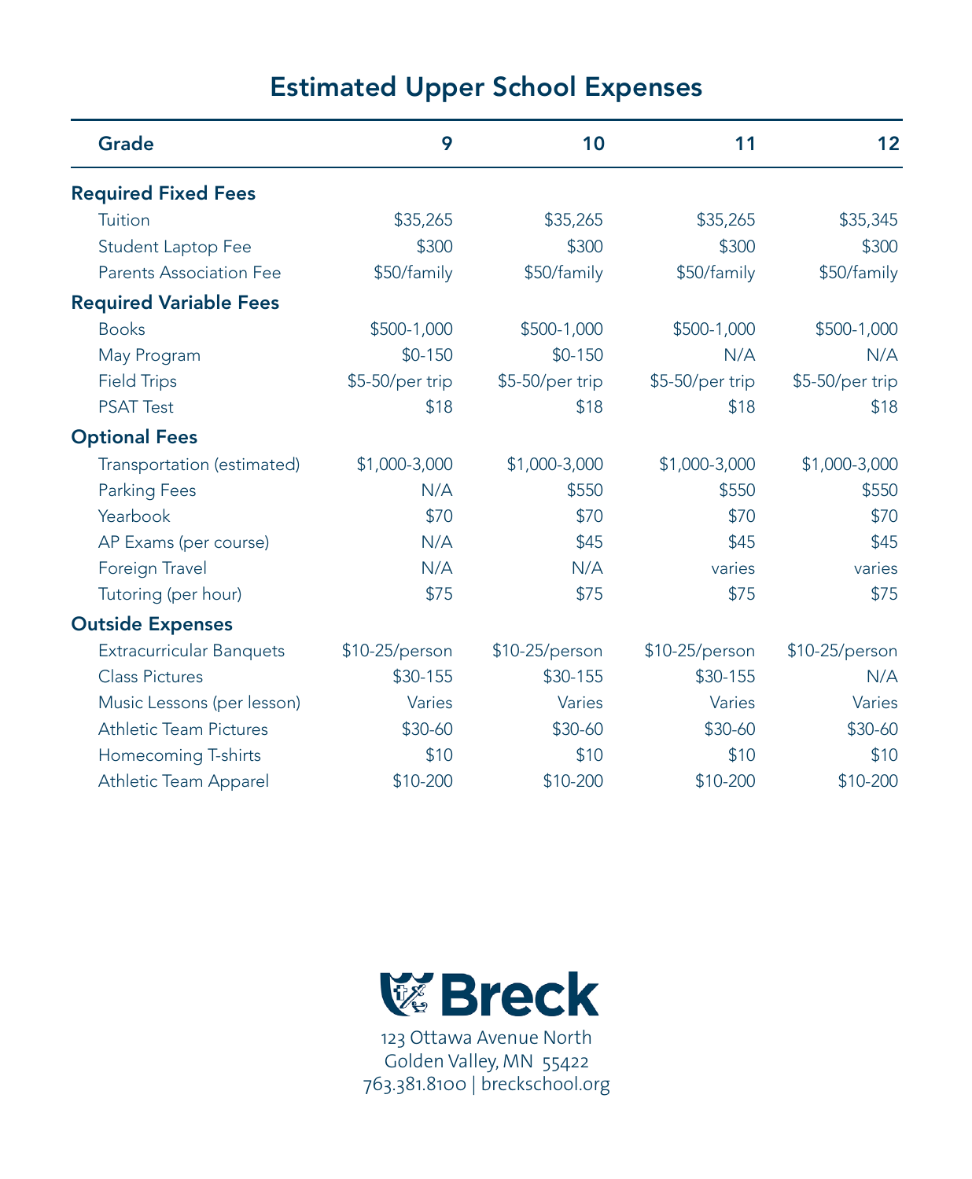# Estimated Upper School Expenses

| Grade | 9 | 10 | 11 | 12 |
|---|---|---|---|---|
| **Required Fixed Fees** | | | | |
| Tuition | $35,265 | $35,265 | $35,265 | $35,345 |
| Student Laptop Fee | $300 | $300 | $300 | $300 |
| Parents Association Fee | $50/family | $50/family | $50/family | $50/family |
| **Required Variable Fees** | | | | |
| Books | $500-1,000 | $500-1,000 | $500-1,000 | $500-1,000 |
| May Program | $0-150 | $0-150 | N/A | N/A |
| Field Trips | $5-50/per trip | $5-50/per trip | $5-50/per trip | $5-50/per trip |
| PSAT Test | $18 | $18 | $18 | $18 |
| **Optional Fees** | | | | |
| Transportation (estimated) | $1,000-3,000 | $1,000-3,000 | $1,000-3,000 | $1,000-3,000 |
| Parking Fees | N/A | $550 | $550 | $550 |
| Yearbook | $70 | $70 | $70 | $70 |
| AP Exams (per course) | N/A | $45 | $45 | $45 |
| Foreign Travel | N/A | N/A | varies | varies |
| Tutoring (per hour) | $75 | $75 | $75 | $75 |
| **Outside Expenses** | | | | |
| Extracurricular Banquets | $10-25/person | $10-25/person | $10-25/person | $10-25/person |
| Class Pictures | $30-155 | $30-155 | $30-155 | N/A |
| Music Lessons (per lesson) | Varies | Varies | Varies | Varies |
| Athletic Team Pictures | $30-60 | $30-60 | $30-60 | $30-60 |
| Homecoming T-shirts | $10 | $10 | $10 | $10 |
| Athletic Team Apparel | $10-200 | $10-200 | $10-200 | $10-200 |

Breck

123 Ottawa Avenue North
Golden Valley, MN 55422
763.381.8100 | breckschool.org